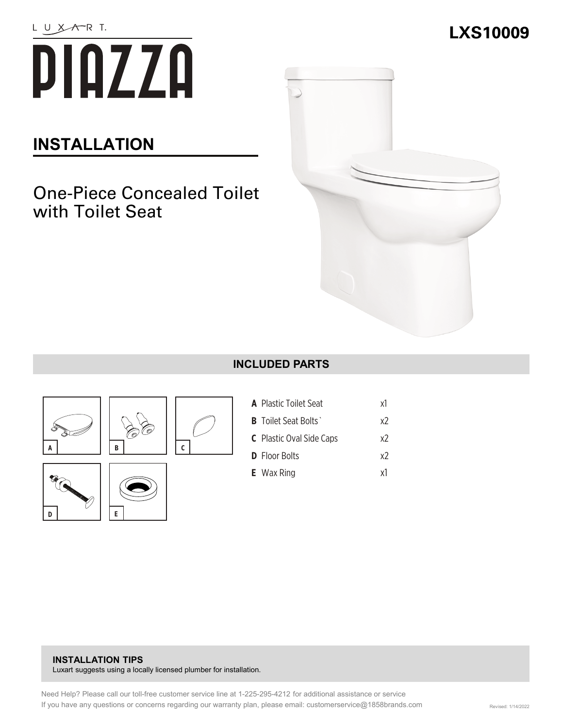LUXART.

# PIAZZA

**LXS10009**

## INSTALLATION

One-Piece Concealed Toilet with Toilet Seat

## INCLUDED PARTS

| | | |
|---|---|---|
| **A** | Plastic Toilet Seat | x1 |
| **B** | Toilet Seat Bolts` | x2 |
| **C** | Plastic Oval Side Caps | x2 |
| **D** | Floor Bolts | x2 |
| **E** | Wax Ring | x1 |

**INSTALLATION TIPS**
Luxart suggests using a locally licensed plumber for installation.

Need Help? Please call our toll-free customer service line at 1-225-295-4212 for additional assistance or service
If you have any questions or concerns regarding our warranty plan, please email: customerservice@1858brands.com

Revised: 1/14/2022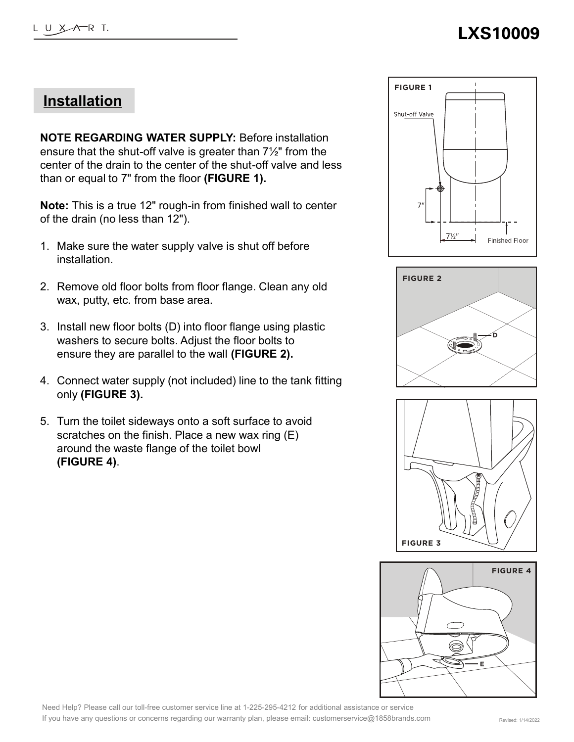## Installation

**NOTE REGARDING WATER SUPPLY:** Before installation ensure that the shut-off valve is greater than 7½" from the center of the drain to the center of the shut-off valve and less than or equal to 7" from the floor **(FIGURE 1).**

**Note:** This is a true 12" rough-in from finished wall to center of the drain (no less than 12").

1. Make sure the water supply valve is shut off before installation.
2. Remove old floor bolts from floor flange. Clean any old wax, putty, etc. from base area.
3. Install new floor bolts (D) into floor flange using plastic washers to secure bolts. Adjust the floor bolts to ensure they are parallel to the wall **(FIGURE 2).**
4. Connect water supply (not included) line to the tank fitting only **(FIGURE 3).**
5. Turn the toilet sideways onto a soft surface to avoid scratches on the finish. Place a new wax ring (E) around the waste flange of the toilet bowl **(FIGURE 4)**.

FIGURE 1

FIGURE 2

FIGURE 3

FIGURE 4

Need Help? Please call our toll-free customer service line at 1-225-295-4212 for additional assistance or service
If you have any questions or concerns regarding our warranty plan, please email: customerservice@1858brands.com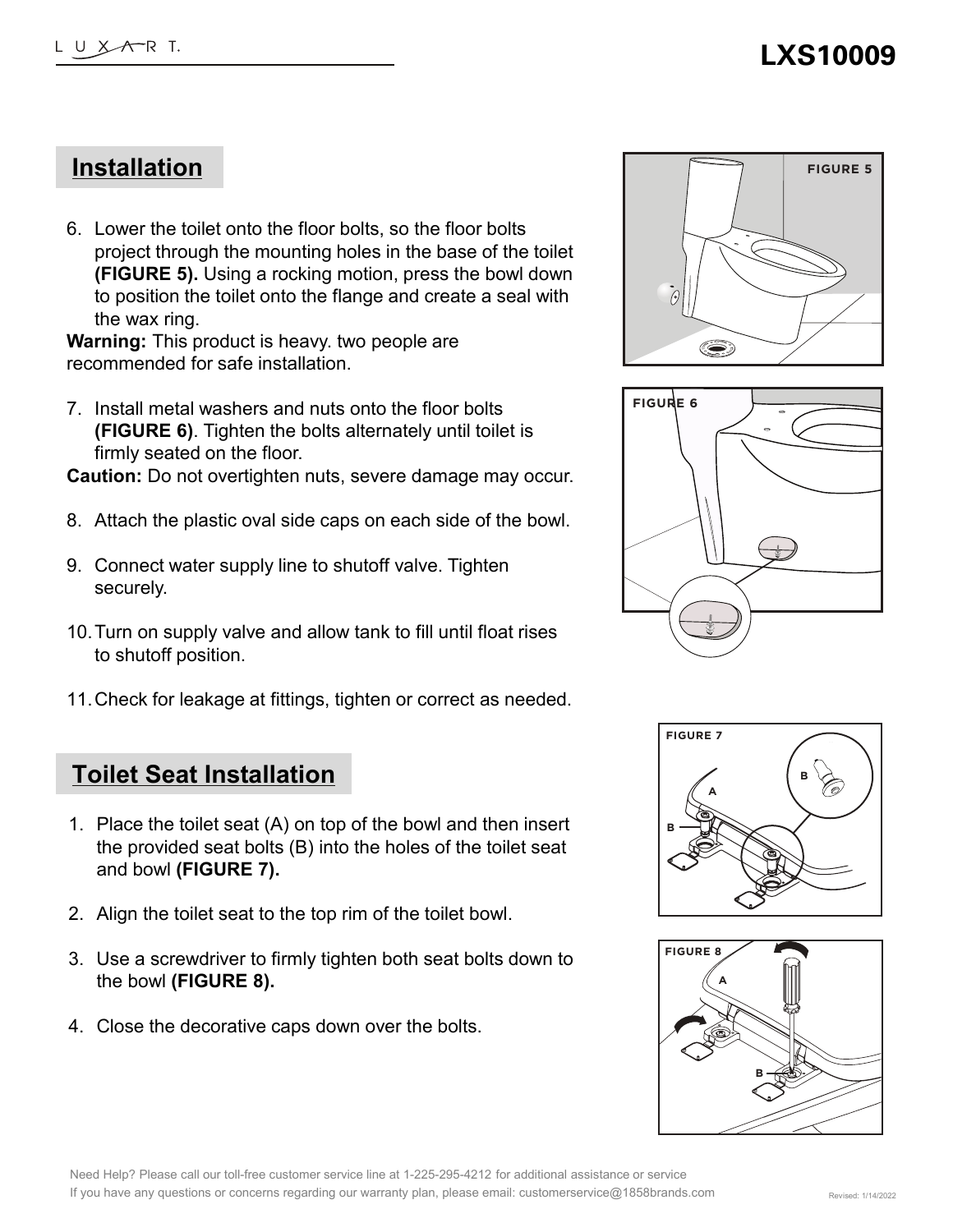## Installation

6. Lower the toilet onto the floor bolts, so the floor bolts project through the mounting holes in the base of the toilet **(FIGURE 5).** Using a rocking motion, press the bowl down to position the toilet onto the flange and create a seal with the wax ring.

**Warning:** This product is heavy. two people are recommended for safe installation.

7. Install metal washers and nuts onto the floor bolts **(FIGURE 6)**. Tighten the bolts alternately until toilet is firmly seated on the floor.

**Caution:** Do not overtighten nuts, severe damage may occur.

8. Attach the plastic oval side caps on each side of the bowl.

9. Connect water supply line to shutoff valve. Tighten securely.

10. Turn on supply valve and allow tank to fill until float rises to shutoff position.

11. Check for leakage at fittings, tighten or correct as needed.

## Toilet Seat Installation

1. Place the toilet seat (A) on top of the bowl and then insert the provided seat bolts (B) into the holes of the toilet seat and bowl **(FIGURE 7).**

2. Align the toilet seat to the top rim of the toilet bowl.

3. Use a screwdriver to firmly tighten both seat bolts down to the bowl **(FIGURE 8).**

4. Close the decorative caps down over the bolts.

Need Help? Please call our toll-free customer service line at 1-225-295-4212 for additional assistance or service
If you have any questions or concerns regarding our warranty plan, please email: customerservice@1858brands.com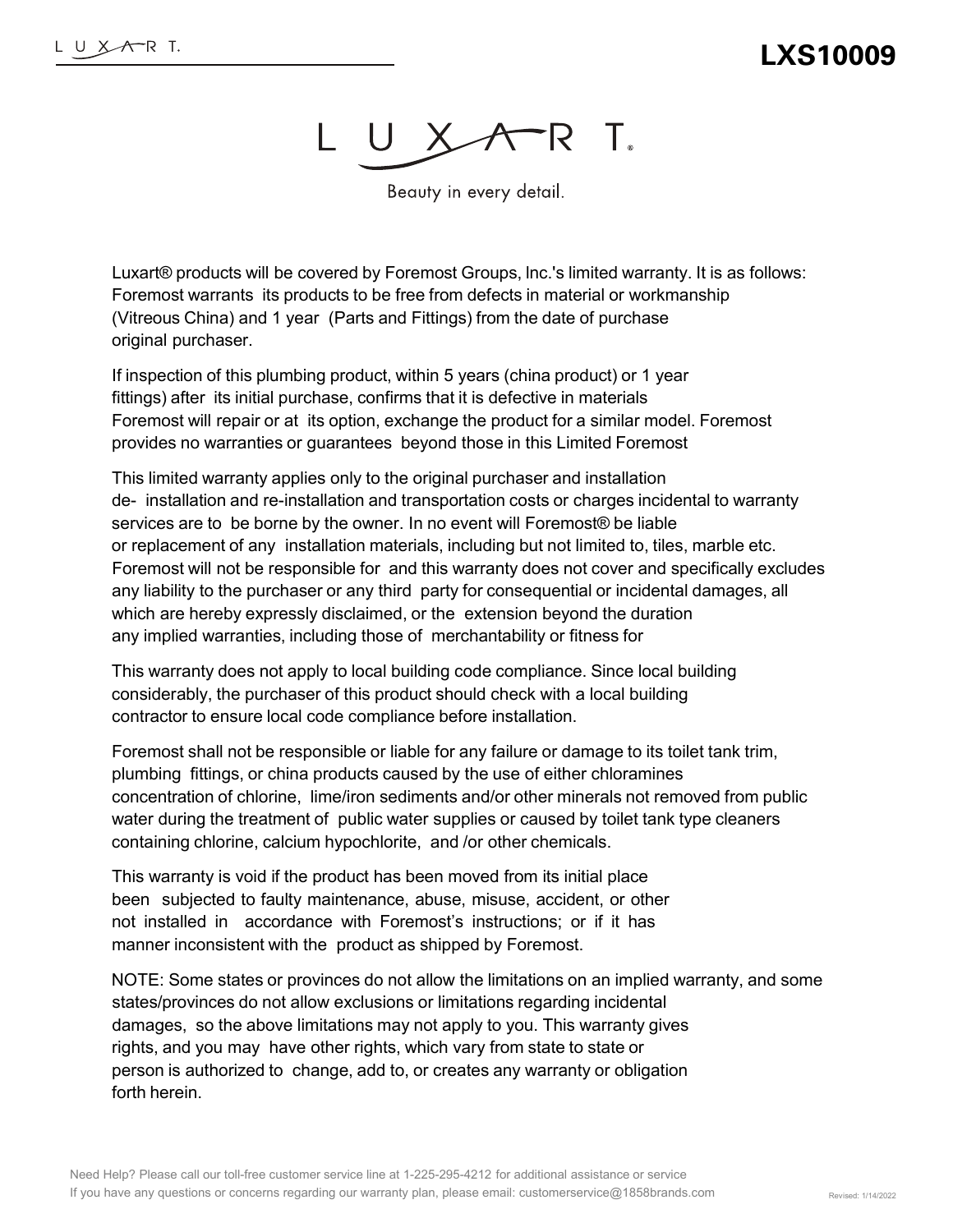# LXS10009

LUXART®

Beauty in every detail.

Luxart® products will be covered by Foremost Groups, Inc.'s limited warranty. It is as follows: Foremost warrants its products to be free from defects in material or workmanship (Vitreous China) and 1 year (Parts and Fittings) from the date of purchase original purchaser.

If inspection of this plumbing product, within 5 years (china product) or 1 year fittings) after its initial purchase, confirms that it is defective in materials Foremost will repair or at its option, exchange the product for a similar model. Foremost provides no warranties or guarantees beyond those in this Limited Foremost

This limited warranty applies only to the original purchaser and installation de- installation and re-installation and transportation costs or charges incidental to warranty services are to be borne by the owner. In no event will Foremost® be liable or replacement of any installation materials, including but not limited to, tiles, marble etc. Foremost will not be responsible for and this warranty does not cover and specifically excludes any liability to the purchaser or any third party for consequential or incidental damages, all which are hereby expressly disclaimed, or the extension beyond the duration any implied warranties, including those of merchantability or fitness for

This warranty does not apply to local building code compliance. Since local building considerably, the purchaser of this product should check with a local building contractor to ensure local code compliance before installation.

Foremost shall not be responsible or liable for any failure or damage to its toilet tank trim, plumbing fittings, or china products caused by the use of either chloramines concentration of chlorine, lime/iron sediments and/or other minerals not removed from public water during the treatment of public water supplies or caused by toilet tank type cleaners containing chlorine, calcium hypochlorite, and /or other chemicals.

This warranty is void if the product has been moved from its initial place been subjected to faulty maintenance, abuse, misuse, accident, or other not installed in accordance with Foremost's instructions; or if it has manner inconsistent with the product as shipped by Foremost.

NOTE: Some states or provinces do not allow the limitations on an implied warranty, and some states/provinces do not allow exclusions or limitations regarding incidental damages, so the above limitations may not apply to you. This warranty gives rights, and you may have other rights, which vary from state to state or person is authorized to change, add to, or creates any warranty or obligation forth herein.

Need Help? Please call our toll-free customer service line at 1-225-295-4212 for additional assistance or service
If you have any questions or concerns regarding our warranty plan, please email: customerservice@1858brands.com

Revised: 1/14/2022